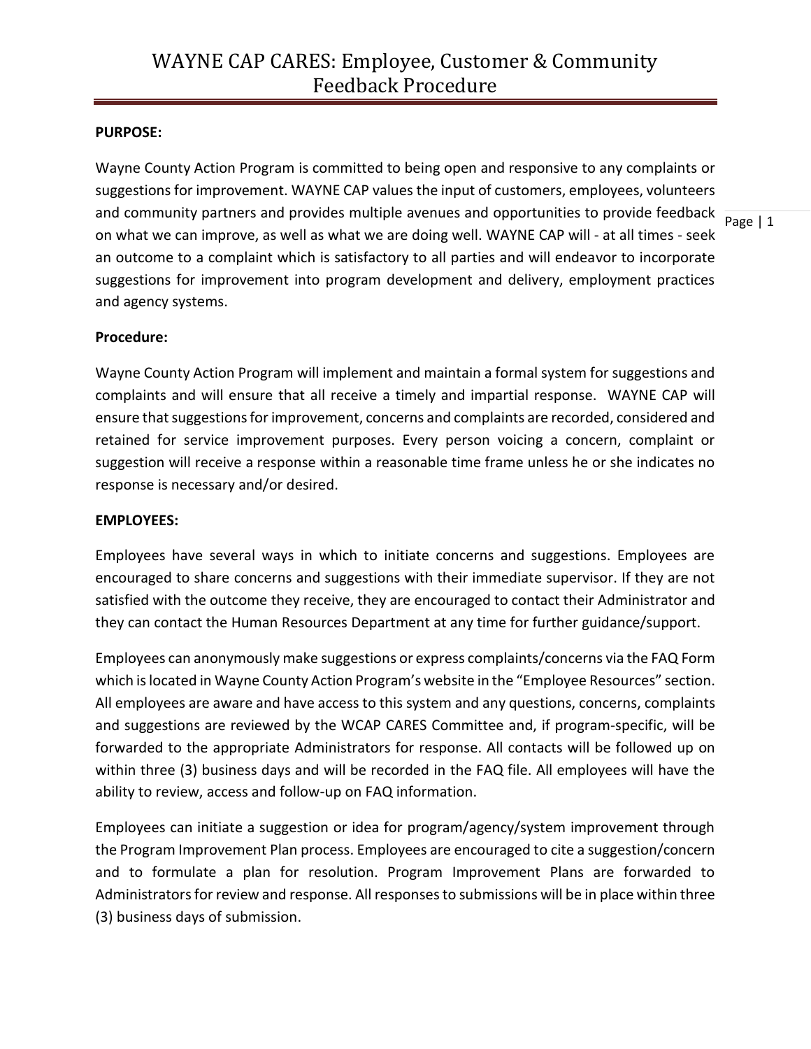# WAYNE CAP CARES: Employee, Customer & Community Feedback Procedure

**PURPOSE:**

Wayne County Action Program is committed to being open and responsive to any complaints or suggestions for improvement. WAYNE CAP values the input of customers, employees, volunteers and community partners and provides multiple avenues and opportunities to provide feedback on what we can improve, as well as what we are doing well. WAYNE CAP will - at all times - seek an outcome to a complaint which is satisfactory to all parties and will endeavor to incorporate suggestions for improvement into program development and delivery, employment practices and agency systems.

**Procedure:**

Wayne County Action Program will implement and maintain a formal system for suggestions and complaints and will ensure that all receive a timely and impartial response. WAYNE CAP will ensure that suggestions for improvement, concerns and complaints are recorded, considered and retained for service improvement purposes. Every person voicing a concern, complaint or suggestion will receive a response within a reasonable time frame unless he or she indicates no response is necessary and/or desired.

**EMPLOYEES:**

Employees have several ways in which to initiate concerns and suggestions. Employees are encouraged to share concerns and suggestions with their immediate supervisor. If they are not satisfied with the outcome they receive, they are encouraged to contact their Administrator and they can contact the Human Resources Department at any time for further guidance/support.

Employees can anonymously make suggestions or express complaints/concerns via the FAQ Form which is located in Wayne County Action Program's website in the "Employee Resources" section. All employees are aware and have access to this system and any questions, concerns, complaints and suggestions are reviewed by the WCAP CARES Committee and, if program-specific, will be forwarded to the appropriate Administrators for response. All contacts will be followed up on within three (3) business days and will be recorded in the FAQ file. All employees will have the ability to review, access and follow-up on FAQ information.

Employees can initiate a suggestion or idea for program/agency/system improvement through the Program Improvement Plan process. Employees are encouraged to cite a suggestion/concern and to formulate a plan for resolution. Program Improvement Plans are forwarded to Administrators for review and response. All responses to submissions will be in place within three (3) business days of submission.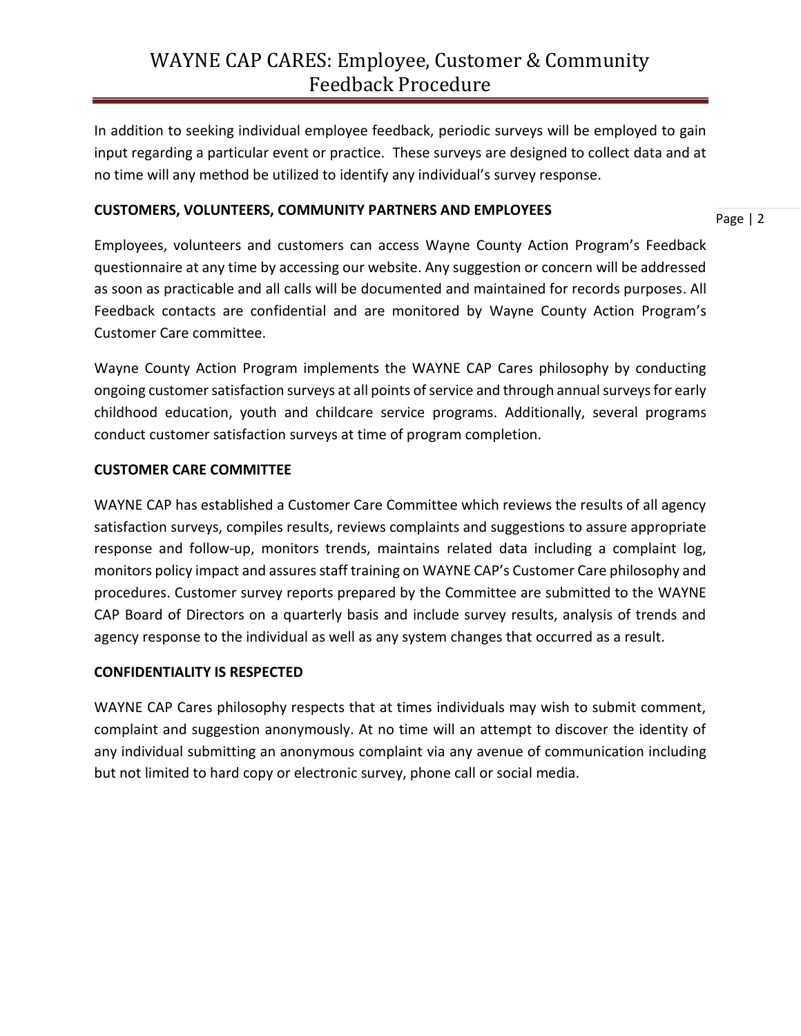In addition to seeking individual employee feedback, periodic surveys will be employed to gain input regarding a particular event or practice. These surveys are designed to collect data and at no time will any method be utilized to identify any individual's survey response.

**CUSTOMERS, VOLUNTEERS, COMMUNITY PARTNERS AND EMPLOYEES**

Employees, volunteers and customers can access Wayne County Action Program's Feedback questionnaire at any time by accessing our website. Any suggestion or concern will be addressed as soon as practicable and all calls will be documented and maintained for records purposes. All Feedback contacts are confidential and are monitored by Wayne County Action Program's Customer Care committee.

Wayne County Action Program implements the WAYNE CAP Cares philosophy by conducting ongoing customer satisfaction surveys at all points of service and through annual surveys for early childhood education, youth and childcare service programs. Additionally, several programs conduct customer satisfaction surveys at time of program completion.

**CUSTOMER CARE COMMITTEE**

WAYNE CAP has established a Customer Care Committee which reviews the results of all agency satisfaction surveys, compiles results, reviews complaints and suggestions to assure appropriate response and follow-up, monitors trends, maintains related data including a complaint log, monitors policy impact and assures staff training on WAYNE CAP's Customer Care philosophy and procedures. Customer survey reports prepared by the Committee are submitted to the WAYNE CAP Board of Directors on a quarterly basis and include survey results, analysis of trends and agency response to the individual as well as any system changes that occurred as a result.

**CONFIDENTIALITY IS RESPECTED**

WAYNE CAP Cares philosophy respects that at times individuals may wish to submit comment, complaint and suggestion anonymously. At no time will an attempt to discover the identity of any individual submitting an anonymous complaint via any avenue of communication including but not limited to hard copy or electronic survey, phone call or social media.